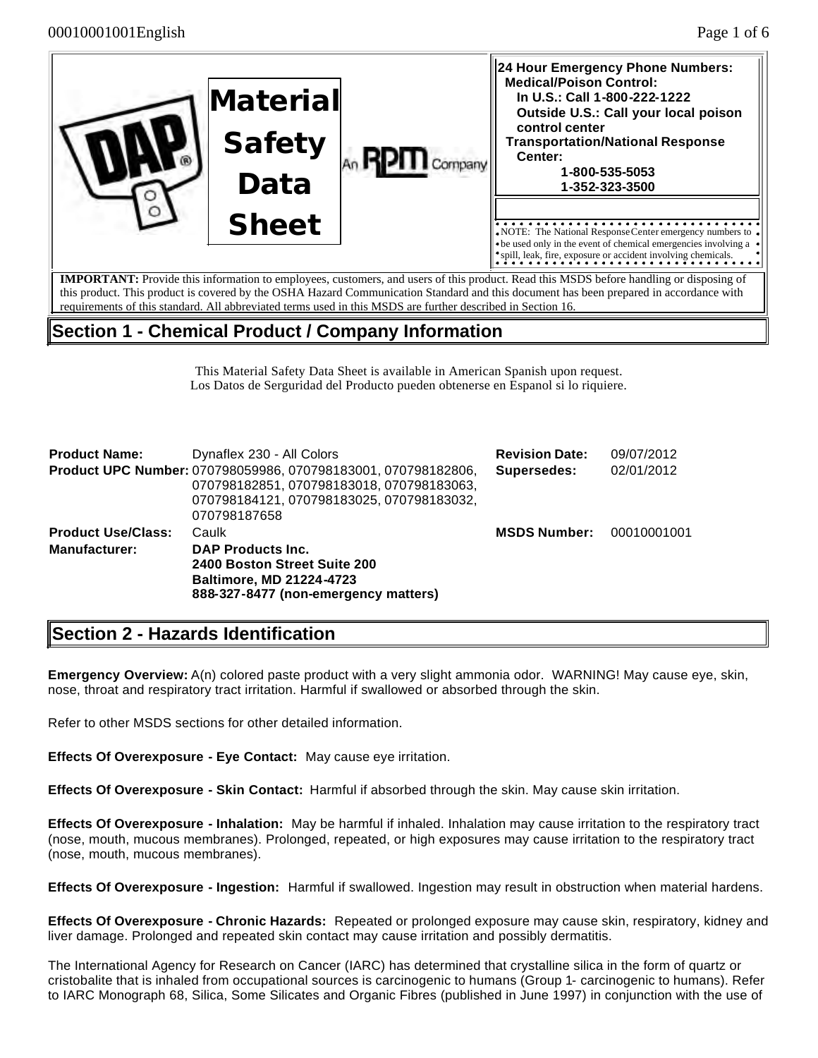# Material Safety Data Sheet

An RPM Company

**24 Hour Emergency Phone Numbers:**
**Medical/Poison Control:**
**In U.S.: Call 1-800-222-1222**
**Outside U.S.: Call your local poison control center**
**Transportation/National Response Center:**
**1-800-535-5053**
**1-352-323-3500**

NOTE: The National Response Center emergency numbers to be used only in the event of chemical emergencies involving a spill, leak, fire, exposure or accident involving chemicals.

**IMPORTANT:** Provide this information to employees, customers, and users of this product. Read this MSDS before handling or disposing of this product. This product is covered by the OSHA Hazard Communication Standard and this document has been prepared in accordance with requirements of this standard. All abbreviated terms used in this MSDS are further described in Section 16.

## Section 1 - Chemical Product / Company Information

This Material Safety Data Sheet is available in American Spanish upon request.
Los Datos de Serguridad del Producto pueden obtenerse en Espanol si lo riquiere.

| | | | |
|---|---|---|---|
| **Product Name:** | Dynaflex 230 - All Colors | **Revision Date:** | 09/07/2012 |
| **Product UPC Number:** | 070798059986, 070798183001, 070798182806, 070798182851, 070798183018, 070798183063, 070798184121, 070798183025, 070798183032, 070798187658 | **Supersedes:** | 02/01/2012 |
| **Product Use/Class:** | Caulk | **MSDS Number:** | 00010001001 |
| **Manufacturer:** | **DAP Products Inc.**<br>**2400 Boston Street Suite 200**<br>**Baltimore, MD 21224-4723**<br>**888-327-8477 (non-emergency matters)** | | |

## Section 2 - Hazards Identification

**Emergency Overview:** A(n) colored paste product with a very slight ammonia odor. WARNING! May cause eye, skin, nose, throat and respiratory tract irritation. Harmful if swallowed or absorbed through the skin.

Refer to other MSDS sections for other detailed information.

**Effects Of Overexposure - Eye Contact:** May cause eye irritation.

**Effects Of Overexposure - Skin Contact:** Harmful if absorbed through the skin. May cause skin irritation.

**Effects Of Overexposure - Inhalation:** May be harmful if inhaled. Inhalation may cause irritation to the respiratory tract (nose, mouth, mucous membranes). Prolonged, repeated, or high exposures may cause irritation to the respiratory tract (nose, mouth, mucous membranes).

**Effects Of Overexposure - Ingestion:** Harmful if swallowed. Ingestion may result in obstruction when material hardens.

**Effects Of Overexposure - Chronic Hazards:** Repeated or prolonged exposure may cause skin, respiratory, kidney and liver damage. Prolonged and repeated skin contact may cause irritation and possibly dermatitis.

The International Agency for Research on Cancer (IARC) has determined that crystalline silica in the form of quartz or cristobalite that is inhaled from occupational sources is carcinogenic to humans (Group 1- carcinogenic to humans). Refer to IARC Monograph 68, Silica, Some Silicates and Organic Fibres (published in June 1997) in conjunction with the use of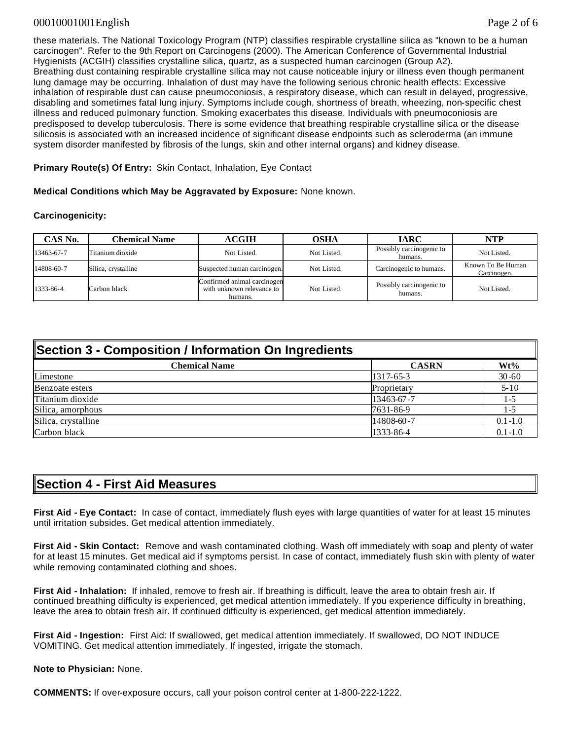these materials. The National Toxicology Program (NTP) classifies respirable crystalline silica as "known to be a human carcinogen". Refer to the 9th Report on Carcinogens (2000). The American Conference of Governmental Industrial Hygienists (ACGIH) classifies crystalline silica, quartz, as a suspected human carcinogen (Group A2).
Breathing dust containing respirable crystalline silica may not cause noticeable injury or illness even though permanent lung damage may be occurring. Inhalation of dust may have the following serious chronic health effects: Excessive inhalation of respirable dust can cause pneumoconiosis, a respiratory disease, which can result in delayed, progressive, disabling and sometimes fatal lung injury. Symptoms include cough, shortness of breath, wheezing, non-specific chest illness and reduced pulmonary function. Smoking exacerbates this disease. Individuals with pneumoconiosis are predisposed to develop tuberculosis. There is some evidence that breathing respirable crystalline silica or the disease silicosis is associated with an increased incidence of significant disease endpoints such as scleroderma (an immune system disorder manifested by fibrosis of the lungs, skin and other internal organs) and kidney disease.

**Primary Route(s) Of Entry:** Skin Contact, Inhalation, Eye Contact

**Medical Conditions which May be Aggravated by Exposure:** None known.

**Carcinogenicity:**

| CAS No. | Chemical Name | ACGIH | OSHA | IARC | NTP |
|---|---|---|---|---|---|
| 13463-67-7 | Titanium dioxide | Not Listed. | Not Listed. | Possibly carcinogenic to humans. | Not Listed. |
| 14808-60-7 | Silica, crystalline | Suspected human carcinogen. | Not Listed. | Carcinogenic to humans. | Known To Be Human Carcinogen. |
| 1333-86-4 | Carbon black | Confirmed animal carcinogen with unknown relevance to humans. | Not Listed. | Possibly carcinogenic to humans. | Not Listed. |

## Section 3 - Composition / Information On Ingredients

| Chemical Name | CASRN | Wt% |
|---|---|---|
| Limestone | 1317-65-3 | 30-60 |
| Benzoate esters | Proprietary | 5-10 |
| Titanium dioxide | 13463-67-7 | 1-5 |
| Silica, amorphous | 7631-86-9 | 1-5 |
| Silica, crystalline | 14808-60-7 | 0.1-1.0 |
| Carbon black | 1333-86-4 | 0.1-1.0 |

## Section 4 - First Aid Measures

**First Aid - Eye Contact:** In case of contact, immediately flush eyes with large quantities of water for at least 15 minutes until irritation subsides. Get medical attention immediately.

**First Aid - Skin Contact:** Remove and wash contaminated clothing. Wash off immediately with soap and plenty of water for at least 15 minutes. Get medical aid if symptoms persist. In case of contact, immediately flush skin with plenty of water while removing contaminated clothing and shoes.

**First Aid - Inhalation:** If inhaled, remove to fresh air. If breathing is difficult, leave the area to obtain fresh air. If continued breathing difficulty is experienced, get medical attention immediately. If you experience difficulty in breathing, leave the area to obtain fresh air. If continued difficulty is experienced, get medical attention immediately.

**First Aid - Ingestion:** First Aid: If swallowed, get medical attention immediately. If swallowed, DO NOT INDUCE VOMITING. Get medical attention immediately. If ingested, irrigate the stomach.

**Note to Physician:** None.

**COMMENTS:** If over-exposure occurs, call your poison control center at 1-800-222-1222.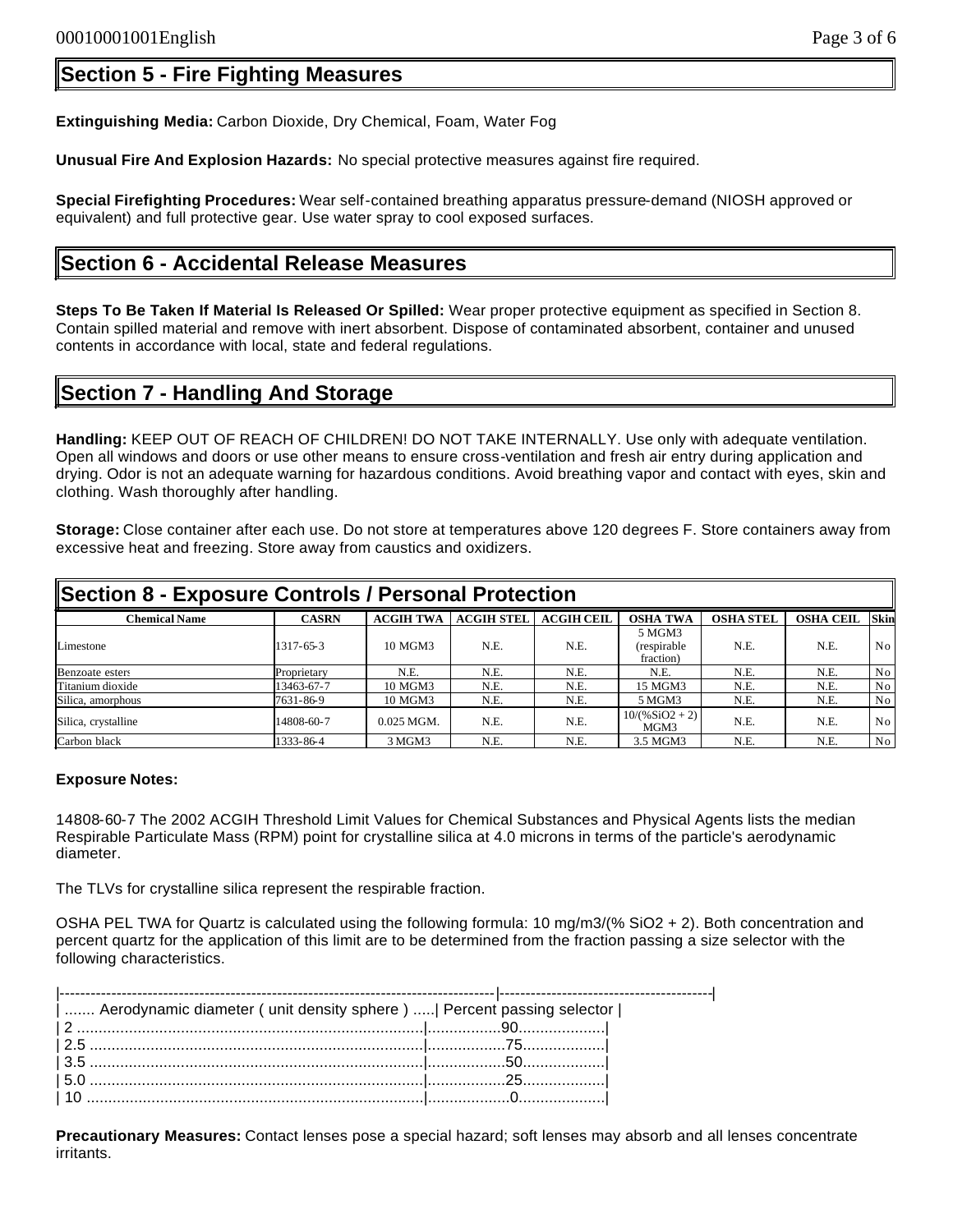## Section 5 - Fire Fighting Measures

**Extinguishing Media:** Carbon Dioxide, Dry Chemical, Foam, Water Fog

**Unusual Fire And Explosion Hazards:** No special protective measures against fire required.

**Special Firefighting Procedures:** Wear self-contained breathing apparatus pressure-demand (NIOSH approved or equivalent) and full protective gear. Use water spray to cool exposed surfaces.

## Section 6 - Accidental Release Measures

**Steps To Be Taken If Material Is Released Or Spilled:** Wear proper protective equipment as specified in Section 8. Contain spilled material and remove with inert absorbent. Dispose of contaminated absorbent, container and unused contents in accordance with local, state and federal regulations.

## Section 7 - Handling And Storage

**Handling:** KEEP OUT OF REACH OF CHILDREN! DO NOT TAKE INTERNALLY. Use only with adequate ventilation. Open all windows and doors or use other means to ensure cross-ventilation and fresh air entry during application and drying. Odor is not an adequate warning for hazardous conditions. Avoid breathing vapor and contact with eyes, skin and clothing. Wash thoroughly after handling.

**Storage:** Close container after each use. Do not store at temperatures above 120 degrees F. Store containers away from excessive heat and freezing. Store away from caustics and oxidizers.

## Section 8 - Exposure Controls / Personal Protection

| Chemical Name | CASRN | ACGIH TWA | ACGIH STEL | ACGIH CEIL | OSHA TWA | OSHA STEL | OSHA CEIL | Skin |
|---|---|---|---|---|---|---|---|---|
| Limestone | 1317-65-3 | 10 MGM3 | N.E. | N.E. | 5 MGM3 (respirable fraction) | N.E. | N.E. | No |
| Benzoate esters | Proprietary | N.E. | N.E. | N.E. | N.E. | N.E. | N.E. | No |
| Titanium dioxide | 13463-67-7 | 10 MGM3 | N.E. | N.E. | 15 MGM3 | N.E. | N.E. | No |
| Silica, amorphous | 7631-86-9 | 10 MGM3 | N.E. | N.E. | 5 MGM3 | N.E. | N.E. | No |
| Silica, crystalline | 14808-60-7 | 0.025 MGM. | N.E. | N.E. | 10/(%SiO2 + 2) MGM3 | N.E. | N.E. | No |
| Carbon black | 1333-86-4 | 3 MGM3 | N.E. | N.E. | 3.5 MGM3 | N.E. | N.E. | No |

**Exposure Notes:**

14808-60-7 The 2002 ACGIH Threshold Limit Values for Chemical Substances and Physical Agents lists the median Respirable Particulate Mass (RPM) point for crystalline silica at 4.0 microns in terms of the particle's aerodynamic diameter.

The TLVs for crystalline silica represent the respirable fraction.

OSHA PEL TWA for Quartz is calculated using the following formula: 10 mg/m3/(% SiO2 + 2). Both concentration and percent quartz for the application of this limit are to be determined from the fraction passing a size selector with the following characteristics.

| Aerodynamic diameter ( unit density sphere ) | Percent passing selector |
|---|---|
| 2 | 90 |
| 2.5 | 75 |
| 3.5 | 50 |
| 5.0 | 25 |
| 10 | 0 |

**Precautionary Measures:** Contact lenses pose a special hazard; soft lenses may absorb and all lenses concentrate irritants.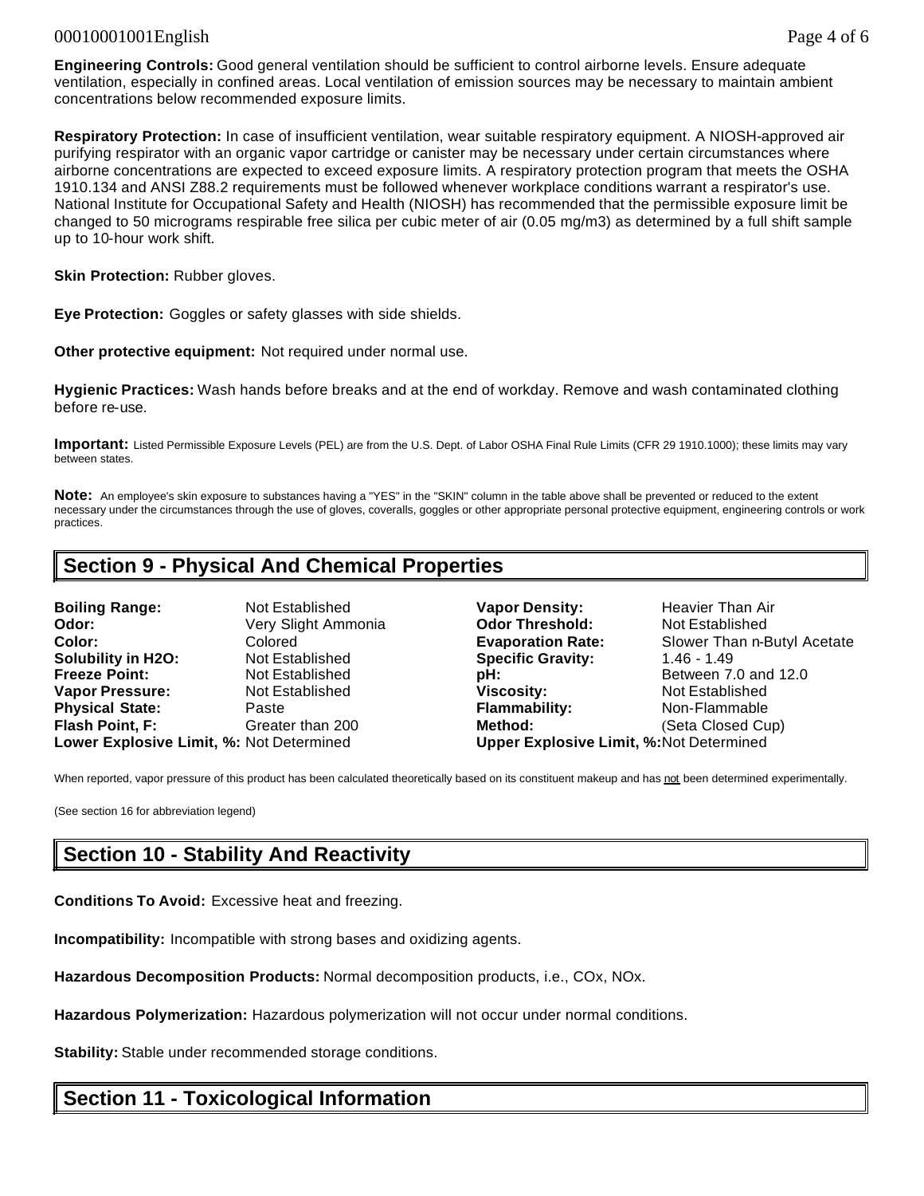**Engineering Controls:** Good general ventilation should be sufficient to control airborne levels. Ensure adequate ventilation, especially in confined areas. Local ventilation of emission sources may be necessary to maintain ambient concentrations below recommended exposure limits.

**Respiratory Protection:** In case of insufficient ventilation, wear suitable respiratory equipment. A NIOSH-approved air purifying respirator with an organic vapor cartridge or canister may be necessary under certain circumstances where airborne concentrations are expected to exceed exposure limits. A respiratory protection program that meets the OSHA 1910.134 and ANSI Z88.2 requirements must be followed whenever workplace conditions warrant a respirator's use. National Institute for Occupational Safety and Health (NIOSH) has recommended that the permissible exposure limit be changed to 50 micrograms respirable free silica per cubic meter of air (0.05 mg/m3) as determined by a full shift sample up to 10-hour work shift.

**Skin Protection:** Rubber gloves.

**Eye Protection:** Goggles or safety glasses with side shields.

**Other protective equipment:** Not required under normal use.

**Hygienic Practices:** Wash hands before breaks and at the end of workday. Remove and wash contaminated clothing before re-use.

**Important:** Listed Permissible Exposure Levels (PEL) are from the U.S. Dept. of Labor OSHA Final Rule Limits (CFR 29 1910.1000); these limits may vary between states.

**Note:** An employee's skin exposure to substances having a "YES" in the "SKIN" column in the table above shall be prevented or reduced to the extent necessary under the circumstances through the use of gloves, coveralls, goggles or other appropriate personal protective equipment, engineering controls or work practices.

## Section 9 - Physical And Chemical Properties

| | | | |
|---|---|---|---|
| **Boiling Range:** | Not Established | **Vapor Density:** | Heavier Than Air |
| **Odor:** | Very Slight Ammonia | **Odor Threshold:** | Not Established |
| **Color:** | Colored | **Evaporation Rate:** | Slower Than n-Butyl Acetate |
| **Solubility in H2O:** | Not Established | **Specific Gravity:** | 1.46 - 1.49 |
| **Freeze Point:** | Not Established | **pH:** | Between 7.0 and 12.0 |
| **Vapor Pressure:** | Not Established | **Viscosity:** | Not Established |
| **Physical State:** | Paste | **Flammability:** | Non-Flammable |
| **Flash Point, F:** | Greater than 200 | **Method:** | (Seta Closed Cup) |
| **Lower Explosive Limit, %:** | Not Determined | **Upper Explosive Limit, %:** | Not Determined |

When reported, vapor pressure of this product has been calculated theoretically based on its constituent makeup and has not been determined experimentally.

(See section 16 for abbreviation legend)

## Section 10 - Stability And Reactivity

**Conditions To Avoid:** Excessive heat and freezing.

**Incompatibility:** Incompatible with strong bases and oxidizing agents.

**Hazardous Decomposition Products:** Normal decomposition products, i.e., COx, NOx.

**Hazardous Polymerization:** Hazardous polymerization will not occur under normal conditions.

**Stability:** Stable under recommended storage conditions.

## Section 11 - Toxicological Information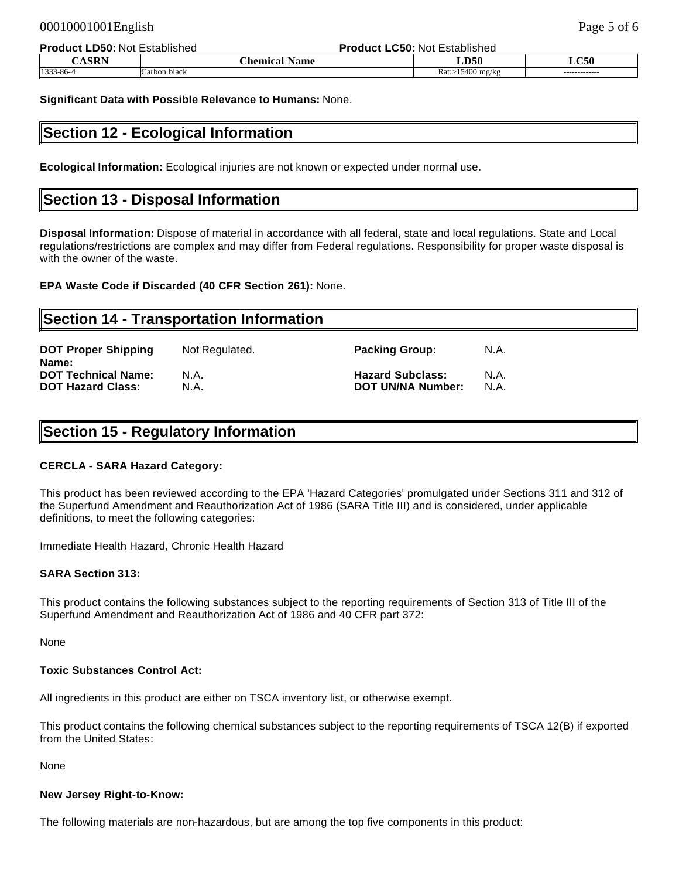**Product LD50:** Not Established **Product LC50:** Not Established

| CASRN | Chemical Name | LD50 | LC50 |
|---|---|---|---|
| 1333-86-4 | Carbon black | Rat:>15400 mg/kg | ------------- |

**Significant Data with Possible Relevance to Humans:** None.

## Section 12 - Ecological Information

**Ecological Information:** Ecological injuries are not known or expected under normal use.

## Section 13 - Disposal Information

**Disposal Information:** Dispose of material in accordance with all federal, state and local regulations. State and Local regulations/restrictions are complex and may differ from Federal regulations. Responsibility for proper waste disposal is with the owner of the waste.

**EPA Waste Code if Discarded (40 CFR Section 261):** None.

## Section 14 - Transportation Information

**DOT Proper Shipping Name:** Not Regulated.
**DOT Technical Name:** N.A.
**DOT Hazard Class:** N.A.
**Packing Group:** N.A.
**Hazard Subclass:** N.A.
**DOT UN/NA Number:** N.A.

## Section 15 - Regulatory Information

**CERCLA - SARA Hazard Category:**

This product has been reviewed according to the EPA 'Hazard Categories' promulgated under Sections 311 and 312 of the Superfund Amendment and Reauthorization Act of 1986 (SARA Title III) and is considered, under applicable definitions, to meet the following categories:

Immediate Health Hazard, Chronic Health Hazard

**SARA Section 313:**

This product contains the following substances subject to the reporting requirements of Section 313 of Title III of the Superfund Amendment and Reauthorization Act of 1986 and 40 CFR part 372:

None

**Toxic Substances Control Act:**

All ingredients in this product are either on TSCA inventory list, or otherwise exempt.

This product contains the following chemical substances subject to the reporting requirements of TSCA 12(B) if exported from the United States:

None

**New Jersey Right-to-Know:**

The following materials are non-hazardous, but are among the top five components in this product: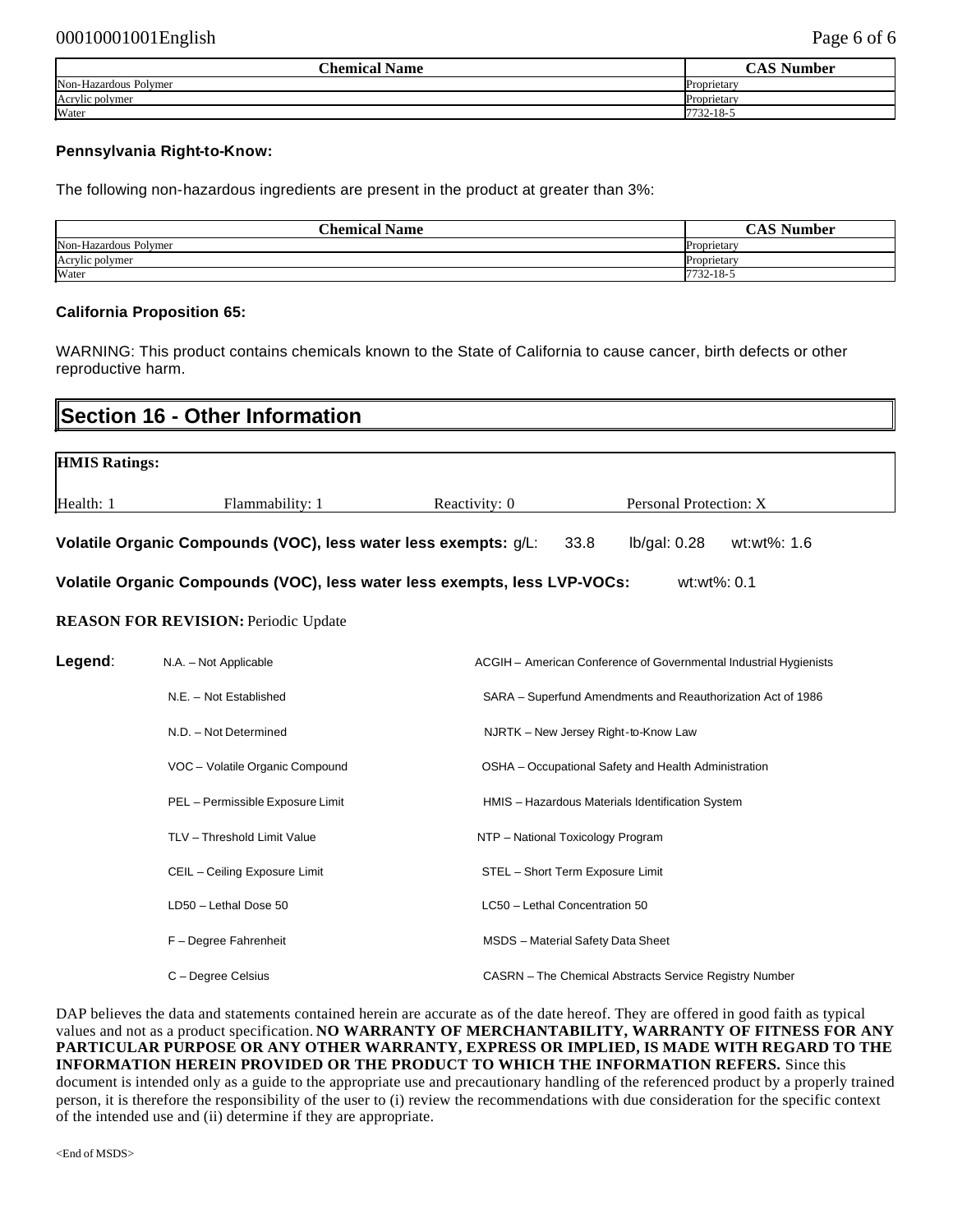| Chemical Name | CAS Number |
| --- | --- |
| Non-Hazardous Polymer | Proprietary |
| Acrylic polymer | Proprietary |
| Water | 7732-18-5 |

**Pennsylvania Right-to-Know:**

The following non-hazardous ingredients are present in the product at greater than 3%:

| Chemical Name | CAS Number |
| --- | --- |
| Non-Hazardous Polymer | Proprietary |
| Acrylic polymer | Proprietary |
| Water | 7732-18-5 |

**California Proposition 65:**

WARNING: This product contains chemicals known to the State of California to cause cancer, birth defects or other reproductive harm.

## Section 16 - Other Information

| HMIS Ratings: | | | |
| --- | --- | --- | --- |
| Health: 1 | Flammability: 1 | Reactivity: 0 | Personal Protection: X |

**Volatile Organic Compounds (VOC), less water less exempts:** g/L: 33.8 lb/gal: 0.28 wt:wt%: 1.6

**Volatile Organic Compounds (VOC), less water less exempts, less LVP-VOCs:** wt:wt%: 0.1

**REASON FOR REVISION:** Periodic Update

**Legend**:

| | |
| --- | --- |
| N.A. – Not Applicable | ACGIH – American Conference of Governmental Industrial Hygienists |
| N.E. – Not Established | SARA – Superfund Amendments and Reauthorization Act of 1986 |
| N.D. – Not Determined | NJRTK – New Jersey Right-to-Know Law |
| VOC – Volatile Organic Compound | OSHA – Occupational Safety and Health Administration |
| PEL – Permissible Exposure Limit | HMIS – Hazardous Materials Identification System |
| TLV – Threshold Limit Value | NTP – National Toxicology Program |
| CEIL – Ceiling Exposure Limit | STEL – Short Term Exposure Limit |
| LD50 – Lethal Dose 50 | LC50 – Lethal Concentration 50 |
| F – Degree Fahrenheit | MSDS – Material Safety Data Sheet |
| C – Degree Celsius | CASRN – The Chemical Abstracts Service Registry Number |

DAP believes the data and statements contained herein are accurate as of the date hereof. They are offered in good faith as typical values and not as a product specification. **NO WARRANTY OF MERCHANTABILITY, WARRANTY OF FITNESS FOR ANY PARTICULAR PURPOSE OR ANY OTHER WARRANTY, EXPRESS OR IMPLIED, IS MADE WITH REGARD TO THE INFORMATION HEREIN PROVIDED OR THE PRODUCT TO WHICH THE INFORMATION REFERS.** Since this document is intended only as a guide to the appropriate use and precautionary handling of the referenced product by a properly trained person, it is therefore the responsibility of the user to (i) review the recommendations with due consideration for the specific context of the intended use and (ii) determine if they are appropriate.

<End of MSDS>